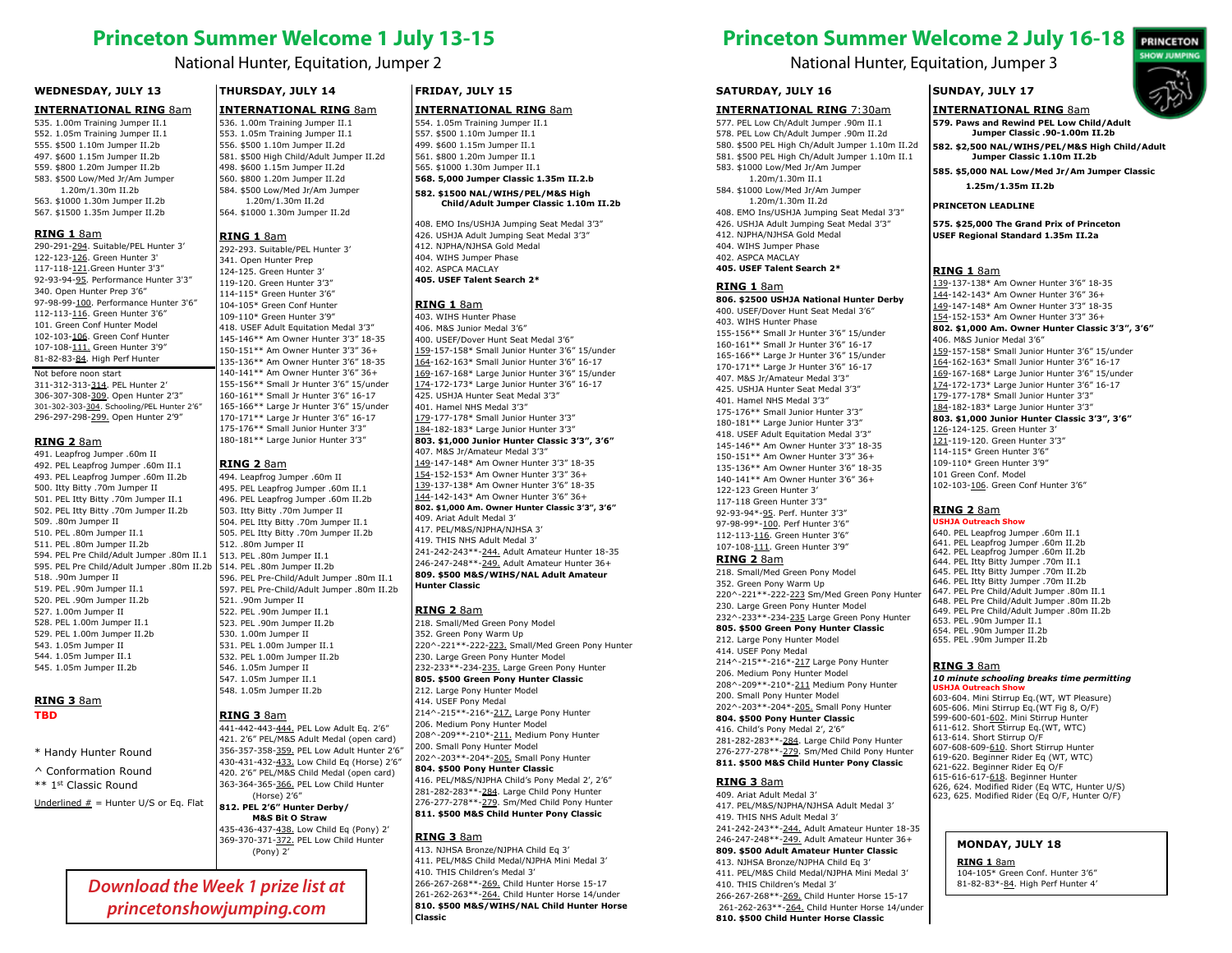# Princeton Summer Welcome 1 July 13-15

National Hunter, Equitation, Jumper 2

### WEDNESDAY, JULY 13

**INTERNATIONAL RING** 8am

535. 1.00m Training Jumper II.1
552. 1.05m Training Jumper II.1
555. $500 1.10m Jumper II.2b
497. $600 1.15m Jumper II.2b
559. $800 1.20m Jumper II.2b
583. $500 Low/Med Jr/Am Jumper 1.20m/1.30m II.2b
563. $1000 1.30m Jumper II.2b
567. $1500 1.35m Jumper II.2b

**RING 1** 8am

290-291-294. Suitable/PEL Hunter 3'
122-123-126. Green Hunter 3'
117-118-121.Green Hunter 3'3"
92-93-94-95. Performance Hunter 3'3"
340. Open Hunter Prep 3'6"
97-98-99-100. Performance Hunter 3'6"
112-113-116. Green Hunter 3'6"
101. Green Conf Hunter Model
102-103-106. Green Conf Hunter
107-108-111. Green Hunter 3'9"
81-82-83-84. High Perf Hunter

Not before noon start

311-312-313-314. PEL Hunter 2'
306-307-308-309. Open Hunter 2'3"
301-302-303-304. Schooling/PEL Hunter 2'6"
296-297-298-299. Open Hunter 2'9"

**RING 2** 8am

491. Leapfrog Jumper .60m II
492. PEL Leapfrog Jumper .60m II.1
493. PEL Leapfrog Jumper .60m II.2b
500. Itty Bitty .70m Jumper II
501. PEL Itty Bitty .70m Jumper II.1
502. PEL Itty Bitty .70m Jumper II.2b
509. .80m Jumper II
510. PEL .80m Jumper II.1
511. PEL .80m Jumper II.2b
594. PEL Pre Child/Adult Jumper .80m II.1
595. PEL Pre Child/Adult Jumper .80m II.2b
518. .90m Jumper II
519. PEL .90m Jumper II.1
520. PEL .90m Jumper II.2b
527. 1.00m Jumper II
528. PEL 1.00m Jumper II.1
529. PEL 1.00m Jumper II.2b
543. 1.05m Jumper II
544. 1.05m Jumper II.1
545. 1.05m Jumper II.2b

**RING 3** 8am

**TBD**

\* Handy Hunter Round
^ Conformation Round
** 1st Classic Round
Underlined # = Hunter U/S or Eq. Flat

### THURSDAY, JULY 14

**INTERNATIONAL RING** 8am

536. 1.00m Training Jumper II.1
553. 1.05m Training Jumper II.1
556. $500 1.10m Jumper II.2d
581. $500 High Child/Adult Jumper II.2d
498. $600 1.15m Jumper II.2d
560. $800 1.20m Jumper II.2d
584. $500 Low/Med Jr/Am Jumper 1.20m/1.30m II.2d
564. $1000 1.30m Jumper II.2d

**RING 1** 8am

292-293. Suitable/PEL Hunter 3'
341. Open Hunter Prep
124-125. Green Hunter 3'
119-120. Green Hunter 3'3"
114-115* Green Hunter 3'6"
104-105* Green Conf Hunter
109-110* Green Hunter 3'9"
418. USEF Adult Equitation Medal 3'3"
145-146** Am Owner Hunter 3'3" 18-35
150-151** Am Owner Hunter 3'3" 36+
135-136** Am Owner Hunter 3'6" 18-35
140-141** Am Owner Hunter 3'6" 36+
155-156** Small Jr Hunter 3'6" 15/under
160-161** Small Jr Hunter 3'6" 16-17
165-166** Large Jr Hunter 3'6" 15/under
170-171** Large Jr Hunter 3'6" 16-17
175-176** Small Junior Hunter 3'3"
180-181** Large Junior Hunter 3'3"

**RING 2** 8am

494. Leapfrog Jumper .60m II
495. PEL Leapfrog Jumper .60m II.1
496. PEL Leapfrog Jumper .60m II.2b
503. Itty Bitty .70m Jumper II
504. PEL Itty Bitty .70m Jumper II.1
505. PEL Itty Bitty .70m Jumper II.2b
512. .80m Jumper II
513. PEL .80m Jumper II.1
514. PEL .80m Jumper II.2b
596. PEL Pre-Child/Adult Jumper .80m II.1
597. PEL Pre-Child/Adult Jumper .80m II.2b
521. .90m Jumper II
522. PEL .90m Jumper II.1
523. PEL .90m Jumper II.2b
530. 1.00m Jumper II
531. PEL 1.00m Jumper II.1
532. PEL 1.00m Jumper II.2b
546. 1.05m Jumper II
547. 1.05m Jumper II.1
548. 1.05m Jumper II.2b

**RING 3** 8am

441-442-443-444. PEL Low Adult Eq. 2'6"
421. 2'6" PEL/M&S Adult Medal (open card)
356-357-358-359. PEL Low Adult Hunter 2'6"
430-431-432-433. Low Child Eq (Horse) 2'6"
420. 2'6" PEL/M&S Child Medal (open card)
363-364-365-366. PEL Low Child Hunter (Horse) 2'6"
**812. PEL 2'6" Hunter Derby/ M&S Bit O Straw**
435-436-437-438. Low Child Eq (Pony) 2'
369-370-371-372. PEL Low Child Hunter (Pony) 2'

### FRIDAY, JULY 15

**INTERNATIONAL RING** 8am

554. 1.05m Training Jumper II.1
557. $500 1.10m Jumper II.1
499. $600 1.15m Jumper II.1
561. $800 1.20m Jumper II.1
565. $1000 1.30m Jumper II.1
**568. 5,000 Jumper Classic 1.35m II.2.b**
**582. $1500 NAL/WIHS/PEL/M&S High Child/Adult Jumper Classic 1.10m II.2b**

408. EMO Ins/USHJA Jumping Seat Medal 3'3"
426. USHJA Adult Jumping Seat Medal 3'3"
412. NJPHA/NJHSA Gold Medal
404. WIHS Jumper Phase
402. ASPCA MACLAY
**405. USEF Talent Search 2***

**RING 1** 8am

403. WIHS Hunter Phase
406. M&S Junior Medal 3'6"
400. USEF/Dover Hunt Seat Medal 3'6"
159-157-158* Small Junior Hunter 3'6" 15/under
164-162-163* Small Junior Hunter 3'6" 16-17
169-167-168* Large Junior Hunter 3'6" 15/under
174-172-173* Large Junior Hunter 3'6" 16-17
425. USHJA Hunter Seat Medal 3'3"
401. Hamel NHS Medal 3'3"
179-177-178* Small Junior Hunter 3'3"
184-182-183* Large Junior Hunter 3'3"
**803. $1,000 Junior Hunter Classic 3'3", 3'6"**
407. M&S Jr/Amateur Medal 3'3"
149-147-148* Am Owner Hunter 3'3" 18-35
154-152-153* Am Owner Hunter 3'3" 36+
139-137-138* Am Owner Hunter 3'6" 18-35
144-142-143* Am Owner Hunter 3'6" 36+
**802. $1,000 Am. Owner Hunter Classic 3'3", 3'6"**
409. Ariat Adult Medal 3'
417. PEL/M&S/NJPHA/NJHSA 3'
419. THIS NHS Adult Medal 3'
241-242-243**-244. Adult Amateur Hunter 18-35
246-247-248**-249. Adult Amateur Hunter 36+
**809. $500 M&S/WIHS/NAL Adult Amateur Hunter Classic**

**RING 2** 8am

218. Small/Med Green Pony Model
352. Green Pony Warm Up
220^-221**-222-223. Small/Med Green Pony Hunter
230. Large Green Pony Hunter Model
232-233**-234-235. Large Green Pony Hunter
**805. $500 Green Pony Hunter Classic**
212. Large Pony Hunter Model
414. USEF Pony Medal
214^-215**-216*-217. Large Pony Hunter
206. Medium Pony Hunter Model
208^-209**-210*-211. Medium Pony Hunter
200. Small Pony Hunter Model
202^-203**-204*-205. Small Pony Hunter
**804. $500 Pony Hunter Classic**
416. PEL/M&S/NJPHA Child's Pony Medal 2', 2'6"
281-282-283**-284. Large Child Pony Hunter
276-277-278**-279. Sm/Med Child Pony Hunter
**811. $500 M&S Child Hunter Pony Classic**

**RING 3** 8am

413. NJHSA Bronze/NJPHA Child Eq 3'
411. PEL/M&S Child Medal/NJPHA Mini Medal 3'
410. THIS Children's Medal 3'
266-267-268**-269. Child Hunter Horse 15-17
261-262-263**-264. Child Hunter Horse 14/under
**810. $500 M&S/WIHS/NAL Child Hunter Horse Classic**

*Download the Week 1 prize list at princetonshowjumping.com*

# Princeton Summer Welcome 2 July 16-18

National Hunter, Equitation, Jumper 3

### SATURDAY, JULY 16

**INTERNATIONAL RING** 7:30am

577. PEL Low Ch/Adult Jumper .90m II.1
578. PEL Low Ch/Adult Jumper .90m II.2d
580. $500 PEL High Ch/Adult Jumper 1.10m II.2d
581. $500 PEL High Ch/Adult Jumper 1.10m II.1
583. $1000 Low/Med Jr/Am Jumper 1.20m/1.30m II.1
584. $1000 Low/Med Jr/Am Jumper 1.20m/1.30m II.2d
408. EMO Ins/USHJA Jumping Seat Medal 3'3"
426. USHJA Adult Jumping Seat Medal 3'3"
412. NJPHA/NJHSA Gold Medal
404. WIHS Jumper Phase
402. ASPCA MACLAY
**405. USEF Talent Search 2***

**RING 1** 8am

**806. $2500 USHJA National Hunter Derby**
400. USEF/Dover Hunt Seat Medal 3'6"
403. WIHS Hunter Phase
155-156** Small Jr Hunter 3'6" 15/under
160-161** Small Jr Hunter 3'6" 16-17
165-166** Large Jr Hunter 3'6" 15/under
170-171** Large Jr Hunter 3'6" 16-17
407. M&S Jr/Amateur Medal 3'3"
425. USHJA Hunter Seat Medal 3'3"
401. Hamel NHS Medal 3'3"
175-176** Small Junior Hunter 3'3"
180-181** Large Junior Hunter 3'3"
418. USEF Adult Equitation Medal 3'3"
145-146** Am Owner Hunter 3'3" 18-35
150-151** Am Owner Hunter 3'3" 36+
135-136** Am Owner Hunter 3'6" 18-35
140-141** Am Owner Hunter 3'6" 36+
122-123 Green Hunter 3'
117-118 Green Hunter 3'3"
92-93-94*-95. Perf. Hunter 3'3"
97-98-99*-100. Perf Hunter 3'6"
112-113-116. Green Hunter 3'6"
107-108-111. Green Hunter 3'9"

**RING 2** 8am

218. Small/Med Green Pony Model
352. Green Pony Warm Up
220^-221**-222-223 Sm/Med Green Pony Hunter
230. Large Green Pony Hunter Model
232^-233**-234-235 Large Green Pony Hunter
**805. $500 Green Pony Hunter Classic**
212. Large Pony Hunter Model
414. USEF Pony Medal
214^-215**-216*-217 Large Pony Hunter
206. Medium Pony Hunter Model
208^-209**-210*-211 Medium Pony Hunter
200. Small Pony Hunter Model
202^-203**-204*-205. Small Pony Hunter
**804. $500 Pony Hunter Classic**
416. Child's Pony Medal 2', 2'6"
281-282-283**-284. Large Child Pony Hunter
276-277-278**-279. Sm/Med Child Pony Hunter
**811. $500 M&S Child Hunter Pony Classic**

**RING 3** 8am

409. Ariat Adult Medal 3'
417. PEL/M&S/NJPHA/NJHSA Adult Medal 3'
419. THIS NHS Adult Medal 3'
241-242-243**-244. Adult Amateur Hunter 18-35
246-247-248**-249. Adult Amateur Hunter 36+
**809. $500 Adult Amateur Hunter Classic**
413. NJHSA Bronze/NJPHA Child Eq 3'
411. PEL/M&S Child Medal/NJPHA Mini Medal 3'
410. THIS Children's Medal 3'
266-267-268**-269. Child Hunter Horse 15-17
261-262-263**-264. Child Hunter Horse 14/under
**810. $500 Child Hunter Horse Classic**

### SUNDAY, JULY 17

**INTERNATIONAL RING** 8am

**579. Paws and Rewind PEL Low Child/Adult Jumper Classic .90-1.00m II.2b**
**582. $2,500 NAL/WIHS/PEL/M&S High Child/Adult Jumper Classic 1.10m II.2b**
**585. $5,000 NAL Low/Med Jr/Am Jumper Classic 1.25m/1.35m II.2b**

**PRINCETON LEADLINE**

**575. $25,000 The Grand Prix of Princeton USEF Regional Standard 1.35m II.2a**

**RING 1** 8am

139-137-138* Am Owner Hunter 3'6" 18-35
144-142-143* Am Owner Hunter 3'6" 36+
149-147-148* Am Owner Hunter 3'3" 18-35
154-152-153* Am Owner Hunter 3'3" 36+
**802. $1,000 Am. Owner Hunter Classic 3'3", 3'6"**
406. M&S Junior Medal 3'6"
159-157-158* Small Junior Hunter 3'6" 15/under
164-162-163* Small Junior Hunter 3'6" 16-17
169-167-168* Large Junior Hunter 3'6" 15/under
174-172-173* Large Junior Hunter 3'6" 16-17
179-177-178* Small Junior Hunter 3'3"
184-182-183* Large Junior Hunter 3'3"
**803. $1,000 Junior Hunter Classic 3'3", 3'6"**
126-124-125. Green Hunter 3'
121-119-120. Green Hunter 3'3"
114-115* Green Hunter 3'6"
109-110* Green Hunter 3'9"
101 Green Conf. Model
102-103-106. Green Conf Hunter 3'6"

**RING 2** 8am

**USHJA Outreach Show**

640. PEL Leapfrog Jumper .60m II.1
641. PEL Leapfrog Jumper .60m II.2b
642. PEL Leapfrog Jumper .60m II.2b
644. PEL Itty Bitty Jumper .70m II.1
645. PEL Itty Bitty Jumper .70m II.2b
646. PEL Itty Bitty Jumper .70m II.2b
647. PEL Pre Child/Adult Jumper .80m II.1
648. PEL Pre Child/Adult Jumper .80m II.2b
649. PEL Pre Child/Adult Jumper .80m II.2b
653. PEL .90m Jumper II.1
654. PEL .90m Jumper II.2b
655. PEL .90m Jumper II.2b

**RING 3** 8am

***10 minute schooling breaks time permitting***
**USHJA Outreach Show**

603-604. Mini Stirrup Eq.(WT, WT Pleasure)
605-606. Mini Stirrup Eq.(WT Fig 8, O/F)
599-600-601-602. Mini Stirrup Hunter
611-612. Short Stirrup Eq.(WT, WTC)
613-614. Short Stirrup O/F
607-608-609-610. Short Stirrup Hunter
619-620. Beginner Rider Eq (WT, WTC)
621-622. Beginner Rider Eq O/F
615-616-617-618. Beginner Hunter
626, 624. Modified Rider (Eq WTC, Hunter U/S)
623, 625. Modified Rider (Eq O/F, Hunter O/F)

### MONDAY, JULY 18

**RING 1** 8am

104-105* Green Conf. Hunter 3'6"
81-82-83*-84. High Perf Hunter 4'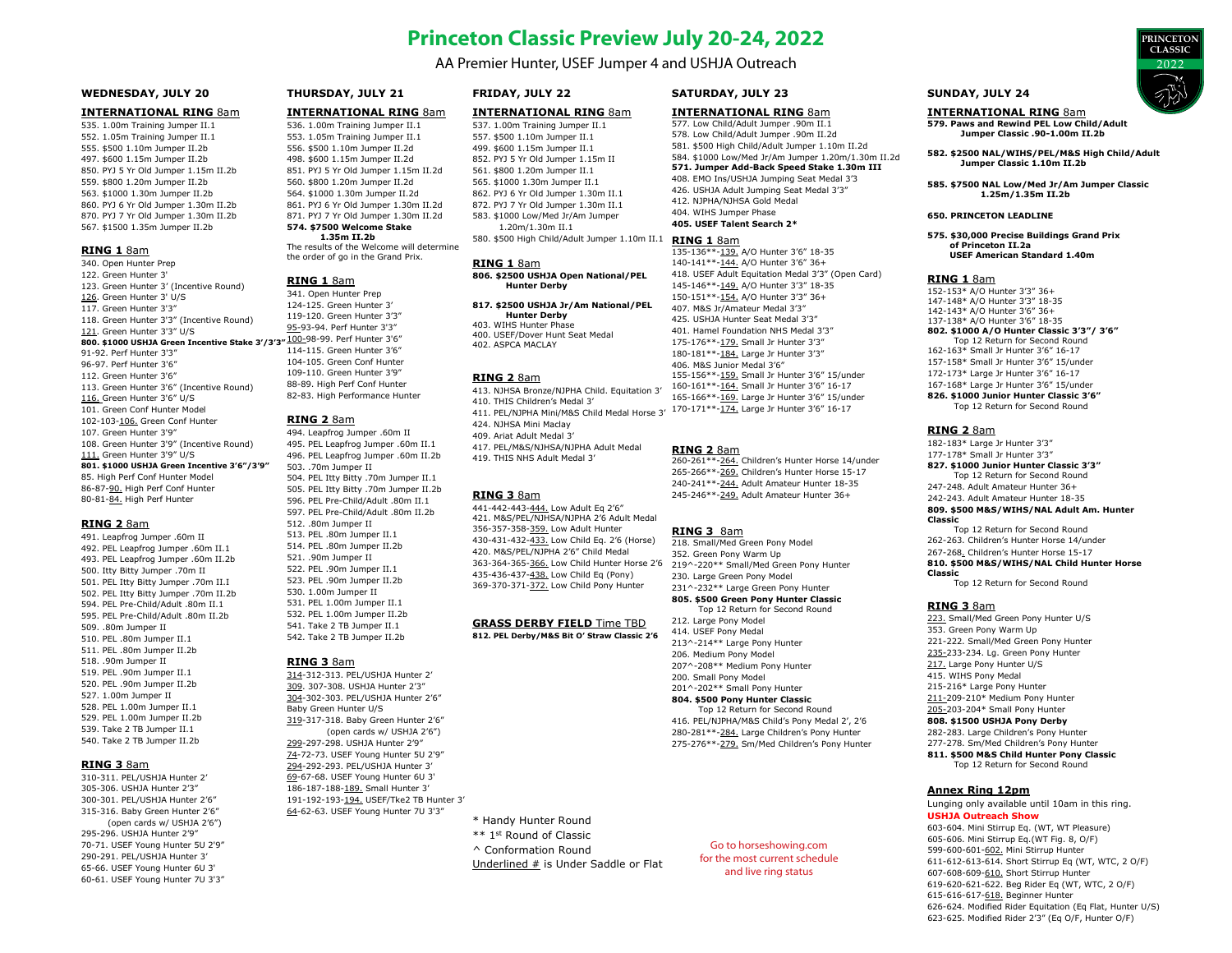# Princeton Classic Preview July 20-24, 2022

AA Premier Hunter, USEF Jumper 4 and USHJA Outreach

## WEDNESDAY, JULY 20

### INTERNATIONAL RING 8am

535. 1.00m Training Jumper II.1
552. 1.05m Training Jumper II.1
555. $500 1.10m Jumper II.2b
497. $600 1.15m Jumper II.2b
850. PYJ 5 Yr Old Jumper 1.15m II.2b
559. $800 1.20m Jumper II.2b
563. $1000 1.30m Jumper II.2b
860. PYJ 6 Yr Old Jumper 1.30m II.2b
870. PYJ 7 Yr Old Jumper 1.30m II.2b
567. $1500 1.35m Jumper II.2b

### RING 1 8am

340. Open Hunter Prep
122. Green Hunter 3'
123. Green Hunter 3' (Incentive Round)
126. Green Hunter 3' U/S
117. Green Hunter 3'3"
118. Green Hunter 3'3" (Incentive Round)
121. Green Hunter 3'3" U/S
**800. $1000 USHJA Green Incentive Stake 3'/3'3"**
91-92. Perf Hunter 3'3"
96-97. Perf Hunter 3'6"
112. Green Hunter 3'6"
113. Green Hunter 3'6" (Incentive Round)
116. Green Hunter 3'6" U/S
101. Green Conf Hunter Model
102-103-106. Green Conf Hunter
107. Green Hunter 3'9"
108. Green Hunter 3'9" (Incentive Round)
111. Green Hunter 3'9" U/S
**801. $1000 USHJA Green Incentive 3'6"/3'9"**
85. High Perf Conf Hunter Model
86-87-90. High Perf Conf Hunter
80-81-84. High Perf Hunter

### RING 2 8am

491. Leapfrog Jumper .60m II
492. PEL Leapfrog Jumper .60m II.1
493. PEL Leapfrog Jumper .60m II.2b
500. Itty Bitty Jumper .70m II
501. PEL Itty Bitty Jumper .70m II.I
502. PEL Itty Bitty Jumper .70m II.2b
594. PEL Pre-Child/Adult .80m II.1
595. PEL Pre-Child/Adult .80m II.2b
509. .80m Jumper II
510. PEL .80m Jumper II.1
511. PEL .80m Jumper II.2b
518. .90m Jumper II
519. PEL .90m Jumper II.1
520. PEL .90m Jumper II.2b
527. 1.00m Jumper II
528. PEL 1.00m Jumper II.1
529. PEL 1.00m Jumper II.2b
539. Take 2 TB Jumper II.1
540. Take 2 TB Jumper II.2b

### RING 3 8am

310-311. PEL/USHJA Hunter 2'
305-306. USHJA Hunter 2'3"
300-301. PEL/USHJA Hunter 2'6"
315-316. Baby Green Hunter 2'6"
(open cards w/ USHJA 2'6")
295-296. USHJA Hunter 2'9"
70-71. USEF Young Hunter 5U 2'9"
290-291. PEL/USHJA Hunter 3'
65-66. USEF Young Hunter 6U 3'
60-61. USEF Young Hunter 7U 3'3"

## THURSDAY, JULY 21

### INTERNATIONAL RING 8am

536. 1.00m Training Jumper II.1
553. 1.05m Training Jumper II.1
556. $500 1.10m Jumper II.2d
498. $600 1.15m Jumper II.2d
851. PYJ 5 Yr Old Jumper 1.15m II.2d
560. $800 1.20m Jumper II.2d
564. $1000 1.30m Jumper II.2d
861. PYJ 6 Yr Old Jumper 1.30m II.2d
871. PYJ 7 Yr Old Jumper 1.30m II.2d
**574. $7500 Welcome Stake 1.35m II.2b**
The results of the Welcome will determine the order of go in the Grand Prix.

### RING 1 8am

341. Open Hunter Prep
124-125. Green Hunter 3'
119-120. Green Hunter 3'3"
95-93-94. Perf Hunter 3'3"
100-98-99. Perf Hunter 3'6"
114-115. Green Hunter 3'6"
104-105. Green Conf Hunter
109-110. Green Hunter 3'9"
88-89. High Perf Conf Hunter
82-83. High Performance Hunter

### RING 2 8am

494. Leapfrog Jumper .60m II
495. PEL Leapfrog Jumper .60m II.1
496. PEL Leapfrog Jumper .60m II.2b
503. .70m Jumper II
504. PEL Itty Bitty .70m Jumper II.1
505. PEL Itty Bitty .70m Jumper II.2b
596. PEL Pre-Child/Adult .80m II.1
597. PEL Pre-Child/Adult .80m II.2b
512. .80m Jumper II
513. PEL .80m Jumper II.1
514. PEL .80m Jumper II.2b
521. .90m Jumper II
522. PEL .90m Jumper II.1
523. PEL .90m Jumper II.2b
530. 1.00m Jumper II
531. PEL 1.00m Jumper II.1
532. PEL 1.00m Jumper II.2b
541. Take 2 TB Jumper II.1
542. Take 2 TB Jumper II.2b

### RING 3 8am

314-312-313. PEL/USHJA Hunter 2'
309. 307-308. USHJA Hunter 2'3"
304-302-303. PEL/USHJA Hunter 2'6"
Baby Green Hunter U/S
319-317-318. Baby Green Hunter 2'6"
(open cards w/ USHJA 2'6")
299-297-298. USHJA Hunter 2'9"
74-72-73. USEF Young Hunter 5U 2'9"
294-292-293. PEL/USHJA Hunter 3'
69-67-68. USEF Young Hunter 6U 3'
186-187-188-189. Small Hunter 3'
191-192-193-194. USEF/Tke2 TB Hunter 3'
64-62-63. USEF Young Hunter 7U 3'3"

## FRIDAY, JULY 22

### INTERNATIONAL RING 8am

537. 1.00m Training Jumper II.1
557. $500 1.10m Jumper II.1
499. $600 1.15m Jumper II.1
852. PYJ 5 Yr Old Jumper 1.15m II
561. $800 1.20m Jumper II.1
565. $1000 1.30m Jumper II.1
862. PYJ 6 Yr Old Jumper 1.30m II.1
872. PYJ 7 Yr Old Jumper 1.30m II.1
583. $1000 Low/Med Jr/Am Jumper 1.20m/1.30m II.1
580. $500 High Child/Adult Jumper 1.10m II.1

### RING 1 8am

**806. $2500 USHJA Open National/PEL Hunter Derby**

**817. $2500 USHJA Jr/Am National/PEL Hunter Derby**
403. WIHS Hunter Phase
400. USEF/Dover Hunt Seat Medal
402. ASPCA MACLAY

### RING 2 8am

413. NJHSA Bronze/NJPHA Child. Equitation 3'
410. THIS Children's Medal 3'
411. PEL/NJPHA Mini/M&S Child Medal Horse 3'
424. NJHSA Mini Maclay
409. Ariat Adult Medal 3'
417. PEL/M&S/NJHSA/NJPHA Adult Medal
419. THIS NHS Adult Medal 3'

### RING 3 8am

441-442-443-444. Low Adult Eq 2'6"
421. M&S/PEL/NJHSA/NJPHA 2'6 Adult Medal
356-357-358-359. Low Adult Hunter
430-431-432-433. Low Child Eq. 2'6 (Horse)
420. M&S/PEL/NJPHA 2'6" Child Medal
363-364-365-366. Low Child Hunter Horse 2'6
435-436-437-438. Low Child Eq (Pony)
369-370-371-372. Low Child Pony Hunter

### GRASS DERBY FIELD Time TBD

**812. PEL Derby/M&S Bit O' Straw Classic 2'6**

\* Handy Hunter Round
\*\* 1st Round of Classic
^ Conformation Round
Underlined # is Under Saddle or Flat

## SATURDAY, JULY 23

### INTERNATIONAL RING 8am

577. Low Child/Adult Jumper .90m II.1
578. Low Child/Adult Jumper .90m II.2d
581. $500 High Child/Adult Jumper 1.10m II.2d
584. $1000 Low/Med Jr/Am Jumper 1.20m/1.30m II.2d
**571. Jumper Add-Back Speed Stake 1.30m III**
408. EMO Ins/USHJA Jumping Seat Medal 3'3
426. USHJA Adult Jumping Seat Medal 3'3"
412. NJPHA/NJHSA Gold Medal
404. WIHS Jumper Phase
**405. USEF Talent Search 2\***

### RING 1 8am

135-136\*\*-139. A/O Hunter 3'6" 18-35
140-141\*\*-144. A/O Hunter 3'6" 36+
418. USEF Adult Equitation Medal 3'3" (Open Card)
145-146\*\*-149. A/O Hunter 3'3" 18-35
150-151\*\*-154. A/O Hunter 3'3" 36+
407. M&S Jr/Amateur Medal 3'3"
425. USHJA Hunter Seat Medal 3'3"
401. Hamel Foundation NHS Medal 3'3"
175-176\*\*-179. Small Jr Hunter 3'3"
180-181\*\*-184. Large Jr Hunter 3'3"
406. M&S Junior Medal 3'6"
155-156\*\*-159. Small Jr Hunter 3'6" 15/under
160-161\*\*-164. Small Jr Hunter 3'6" 16-17
165-166\*\*-169. Large Jr Hunter 3'6" 15/under
170-171\*\*-174. Large Jr Hunter 3'6" 16-17

### RING 2 8am

260-261\*\*-264. Children's Hunter Horse 14/under
265-266\*\*-269. Children's Hunter Horse 15-17
240-241\*\*-244. Adult Amateur Hunter 18-35
245-246\*\*-249. Adult Amateur Hunter 36+

### RING 3 8am

218. Small/Med Green Pony Model
352. Green Pony Warm Up
219^-220\*\* Small/Med Green Pony Hunter
230. Large Green Pony Model
231^-232\*\* Large Green Pony Hunter
**805. $500 Green Pony Hunter Classic**
Top 12 Return for Second Round
212. Large Pony Model
414. USEF Pony Medal
213^-214\*\* Large Pony Hunter
206. Medium Pony Model
207^-208\*\* Medium Pony Hunter
200. Small Pony Model
201^-202\*\* Small Pony Hunter
**804. $500 Pony Hunter Classic**
Top 12 Return for Second Round
416. PEL/NJPHA/M&S Child's Pony Medal 2', 2'6
280-281\*\*-284. Large Children's Pony Hunter
275-276\*\*-279. Sm/Med Children's Pony Hunter

Go to horseshowing.com for the most current schedule and live ring status

## SUNDAY, JULY 24

### INTERNATIONAL RING 8am

**579. Paws and Rewind PEL Low Child/Adult Jumper Classic .90-1.00m II.2b**

**582. $2500 NAL/WIHS/PEL/M&S High Child/Adult Jumper Classic 1.10m II.2b**

**585. $7500 NAL Low/Med Jr/Am Jumper Classic 1.25m/1.35m II.2b**

**650. PRINCETON LEADLINE**

**575. $30,000 Precise Buildings Grand Prix of Princeton II.2a USEF American Standard 1.40m**

### RING 1 8am

152-153\* A/O Hunter 3'3" 36+
147-148\* A/O Hunter 3'3" 18-35
142-143\* A/O Hunter 3'6" 36+
137-138\* A/O Hunter 3'6" 18-35
**802. $1000 A/O Hunter Classic 3'3"/ 3'6"**
Top 12 Return for Second Round
162-163\* Small Jr Hunter 3'6" 16-17
157-158\* Small Jr Hunter 3'6" 15/under
172-173\* Large Jr Hunter 3'6" 16-17
167-168\* Large Jr Hunter 3'6" 15/under
**826. $1000 Junior Hunter Classic 3'6"**
Top 12 Return for Second Round

### RING 2 8am

182-183\* Large Jr Hunter 3'3"
177-178\* Small Jr Hunter 3'3"
**827. $1000 Junior Hunter Classic 3'3"**
Top 12 Return for Second Round
247-248. Adult Amateur Hunter 36+
242-243. Adult Amateur Hunter 18-35
**809. $500 M&S/WIHS/NAL Adult Am. Hunter Classic**
Top 12 Return for Second Round
262-263. Children's Hunter Horse 14/under
267-268. Children's Hunter Horse 15-17
**810. $500 M&S/WIHS/NAL Child Hunter Horse Classic**
Top 12 Return for Second Round

### RING 3 8am

223. Small/Med Green Pony Hunter U/S
353. Green Pony Warm Up
221-222. Small/Med Green Pony Hunter
235-233-234. Lg. Green Pony Hunter
217. Large Pony Hunter U/S
415. WIHS Pony Medal
215-216\* Large Pony Hunter
211-209-210\* Medium Pony Hunter
205-203-204\* Small Pony Hunter
**808. $1500 USHJA Pony Derby**
282-283. Large Children's Pony Hunter
277-278. Sm/Med Children's Pony Hunter
**811. $500 M&S Child Hunter Pony Classic**
Top 12 Return for Second Round

### Annex Ring 12pm

Lunging only available until 10am in this ring.

**USHJA Outreach Show**

603-604. Mini Stirrup Eq. (WT, WT Pleasure)
605-606. Mini Stirrup Eq.(WT Fig. 8, O/F)
599-600-601-602. Mini Stirrup Hunter
611-612-613-614. Short Stirrup Eq (WT, WTC, 2 O/F)
607-608-609-610. Short Stirrup Hunter
619-620-621-622. Beg Rider Eq (WT, WTC, 2 O/F)
615-616-617-618. Beginner Hunter
626-624. Modified Rider Equitation (Eq Flat, Hunter U/S)
623-625. Modified Rider 2'3" (Eq O/F, Hunter O/F)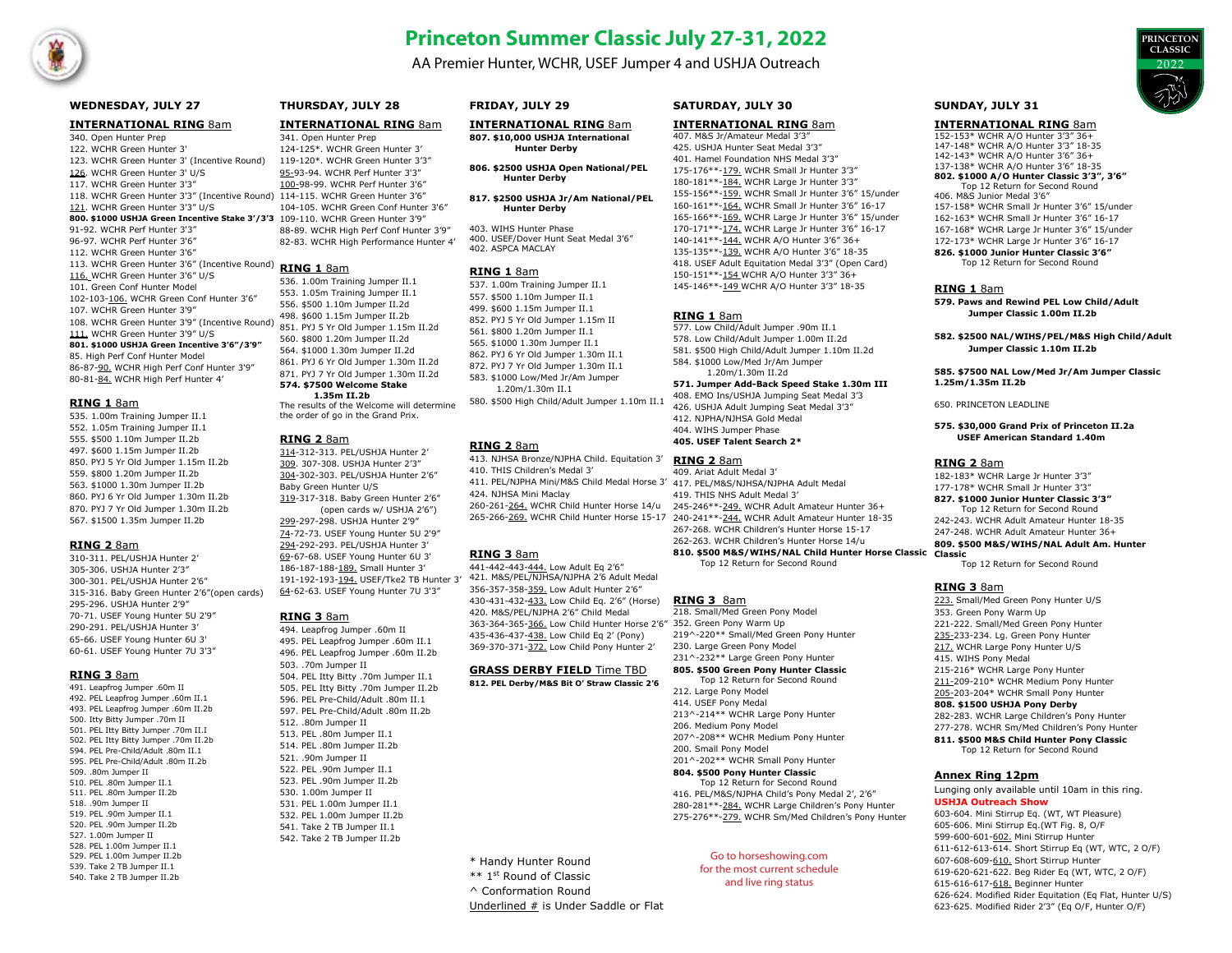# Princeton Summer Classic July 27-31, 2022

AA Premier Hunter, WCHR, USEF Jumper 4 and USHJA Outreach

## WEDNESDAY, JULY 27

### INTERNATIONAL RING 8am

340. Open Hunter Prep
122. WCHR Green Hunter 3'
123. WCHR Green Hunter 3' (Incentive Round)
126. WCHR Green Hunter 3' U/S
117. WCHR Green Hunter 3'3"
118. WCHR Green Hunter 3'3" (Incentive Round)
121. WCHR Green Hunter 3'3" U/S

**800. $1000 USHJA Green Incentive Stake 3'/3'3**

91-92. WCHR Perf Hunter 3'3"
96-97. WCHR Perf Hunter 3'6"
112. WCHR Green Hunter 3'6"
113. WCHR Green Hunter 3'6" (Incentive Round)
116. WCHR Green Hunter 3'6" U/S
101. Green Conf Hunter Model
102-103-106. WCHR Green Conf Hunter 3'6"
107. WCHR Green Hunter 3'9"
108. WCHR Green Hunter 3'9" (Incentive Round)
111. WCHR Green Hunter 3'9" U/S

**801. $1000 USHJA Green Incentive 3'6"/3'9"**

85. High Perf Conf Hunter Model
86-87-90. WCHR High Perf Conf Hunter 3'9"
80-81-84. WCHR High Perf Hunter 4'

### RING 1 8am

535. 1.00m Training Jumper II.1
552. 1.05m Training Jumper II.1
555. $500 1.10m Jumper II.2b
497. $600 1.15m Jumper II.2b
850. PYJ 5 Yr Old Jumper 1.15m II.2b
559. $800 1.20m Jumper II.2b
563. $1000 1.30m Jumper II.2b
860. PYJ 6 Yr Old Jumper 1.30m II.2b
870. PYJ 7 Yr Old Jumper 1.30m II.2b
567. $1500 1.35m Jumper II.2b

### RING 2 8am

310-311. PEL/USHJA Hunter 2'
305-306. USHJA Hunter 2'3"
300-301. PEL/USHJA Hunter 2'6"
315-316. Baby Green Hunter 2'6"(open cards)
295-296. USHJA Hunter 2'9"
70-71. USEF Young Hunter 5U 2'9"
290-291. PEL/USHJA Hunter 3'
65-66. USEF Young Hunter 6U 3'
60-61. USEF Young Hunter 7U 3'3"

### RING 3 8am

491. Leapfrog Jumper .60m II
492. PEL Leapfrog Jumper .60m II.1
493. PEL Leapfrog Jumper .60m II.2b
500. Itty Bitty Jumper .70m II
501. PEL Itty Bitty Jumper .70m II.I
502. PEL Itty Bitty Jumper .70m II.2b
594. PEL Pre-Child/Adult .80m II.1
595. PEL Pre-Child/Adult .80m II.2b
509. .80m Jumper II
510. PEL .80m Jumper II.1
511. PEL .80m Jumper II.2b
518. .90m Jumper II
519. PEL .90m Jumper II.1
520. PEL .90m Jumper II.2b
527. 1.00m Jumper II
528. PEL 1.00m Jumper II.1
529. PEL 1.00m Jumper II.2b
539. Take 2 TB Jumper II.1
540. Take 2 TB Jumper II.2b

## THURSDAY, JULY 28

### INTERNATIONAL RING 8am

341. Open Hunter Prep
124-125*. WCHR Green Hunter 3'
119-120*. WCHR Green Hunter 3'3"
95-93-94. WCHR Perf Hunter 3'3"
100-98-99. WCHR Perf Hunter 3'6"
114-115. WCHR Green Hunter 3'6"
104-105. WCHR Green Conf Hunter 3'6"
109-110. WCHR Green Hunter 3'9"
88-89. WCHR High Perf Conf Hunter 3'9"
82-83. WCHR High Performance Hunter 4'

### RING 1 8am

536. 1.00m Training Jumper II.1
553. 1.05m Training Jumper II.1
556. $500 1.10m Jumper II.2d
498. $600 1.15m Jumper II.2b
851. PYJ 5 Yr Old Jumper 1.15m II.2d
560. $800 1.20m Jumper II.2d
564. $1000 1.30m Jumper II.2d
861. PYJ 6 Yr Old Jumper 1.30m II.2d
871. PYJ 7 Yr Old Jumper 1.30m II.2d

**574. $7500 Welcome Stake 1.35m II.2b**

The results of the Welcome will determine the order of go in the Grand Prix.

### RING 2 8am

314-312-313. PEL/USHJA Hunter 2'
309. 307-308. USHJA Hunter 2'3"
304-302-303. PEL/USHJA Hunter 2'6"
Baby Green Hunter U/S
319-317-318. Baby Green Hunter 2'6" (open cards w/ USHJA 2'6")
299-297-298. USHJA Hunter 2'9"
74-72-73. USEF Young Hunter 5U 2'9"
294-292-293. PEL/USHJA Hunter 3'
69-67-68. USEF Young Hunter 6U 3'
186-187-188-189. Small Hunter 3'
191-192-193-194. USEF/Tke2 TB Hunter 3'
64-62-63. USEF Young Hunter 7U 3'3"

### RING 3 8am

494. Leapfrog Jumper .60m II
495. PEL Leapfrog Jumper .60m II.1
496. PEL Leapfrog Jumper .60m II.2b
503. .70m Jumper II
504. PEL Itty Bitty .70m Jumper II.1
505. PEL Itty Bitty .70m Jumper II.2b
596. PEL Pre-Child/Adult .80m II.1
597. PEL Pre-Child/Adult .80m II.2b
512. .80m Jumper II
513. PEL .80m Jumper II.1
514. PEL .80m Jumper II.2b
521. .90m Jumper II
522. PEL .90m Jumper II.1
523. PEL .90m Jumper II.2b
530. 1.00m Jumper II
531. PEL 1.00m Jumper II.1
532. PEL 1.00m Jumper II.2b
541. Take 2 TB Jumper II.1
542. Take 2 TB Jumper II.2b

## FRIDAY, JULY 29

### INTERNATIONAL RING 8am

**807. $10,000 USHJA International Hunter Derby**

**806. $2500 USHJA Open National/PEL Hunter Derby**

**817. $2500 USHJA Jr/Am National/PEL Hunter Derby**

403. WIHS Hunter Phase
400. USEF/Dover Hunt Seat Medal 3'6"
402. ASPCA MACLAY

### RING 1 8am

537. 1.00m Training Jumper II.1
557. $500 1.10m Jumper II.1
499. $600 1.15m Jumper II.1
852. PYJ 5 Yr Old Jumper 1.15m II
561. $800 1.20m Jumper II.1
565. $1000 1.30m Jumper II.1
862. PYJ 6 Yr Old Jumper 1.30m II.1
872. PYJ 7 Yr Old Jumper 1.30m II.1
583. $1000 Low/Med Jr/Am Jumper 1.20m/1.30m II.1
580. $500 High Child/Adult Jumper 1.10m II.1

### RING 2 8am

413. NJHSA Bronze/NJPHA Child. Equitation 3'
410. THIS Children's Medal 3'
411. PEL/NJPHA Mini/M&S Child Medal Horse 3'
424. NJHSA Mini Maclay
260-261-264. WCHR Child Hunter Horse 14/u
265-266-269. WCHR Child Hunter Horse 15-17

### RING 3 8am

441-442-443-444. Low Adult Eq 2'6"
421. M&S/PEL/NJHSA/NJPHA 2'6 Adult Medal
356-357-358-359. Low Adult Hunter 2'6"
430-431-432-433. Low Child Eq. 2'6" (Horse)
420. M&S/PEL/NJPHA 2'6" Child Medal
363-364-365-366. Low Child Hunter Horse 2'6"
435-436-437-438. Low Child Eq 2' (Pony)
369-370-371-372. Low Child Pony Hunter 2'

### GRASS DERBY FIELD Time TBD

**812. PEL Derby/M&S Bit O' Straw Classic 2'6**

\* Handy Hunter Round
\*\* 1st Round of Classic
^ Conformation Round
Underlined # is Under Saddle or Flat

## SATURDAY, JULY 30

### INTERNATIONAL RING 8am

407. M&S Jr/Amateur Medal 3'3"
425. USHJA Hunter Seat Medal 3'3"
401. Hamel Foundation NHS Medal 3'3"
175-176\*\*-179. WCHR Small Jr Hunter 3'3"
180-181\*\*-184. WCHR Large Jr Hunter 3'3"
155-156\*\*-159. WCHR Small Jr Hunter 3'6" 15/under
160-161\*\*-164. WCHR Small Jr Hunter 3'6" 16-17
165-166\*\*-169. WCHR Large Jr Hunter 3'6" 15/under
170-171\*\*-174. WCHR Large Jr Hunter 3'6" 16-17
140-141\*\*-144. WCHR A/O Hunter 3'6" 36+
135-135\*\*-139. WCHR A/O Hunter 3'6" 18-35
418. USEF Adult Equitation Medal 3'3" (Open Card)
150-151\*\*-154 WCHR A/O Hunter 3'3" 36+
145-146\*\*-149 WCHR A/O Hunter 3'3" 18-35

### RING 1 8am

577. Low Child/Adult Jumper .90m II.1
578. Low Child/Adult Jumper 1.00m II.2d
581. $500 High Child/Adult Jumper 1.10m II.2d
584. $1000 Low/Med Jr/Am Jumper 1.20m/1.30m II.2d

**571. Jumper Add-Back Speed Stake 1.30m III**

408. EMO Ins/USHJA Jumping Seat Medal 3'3
426. USHJA Adult Jumping Seat Medal 3'3"
412. NJPHA/NJHSA Gold Medal
404. WIHS Jumper Phase

**405. USEF Talent Search 2\***

### RING 2 8am

409. Ariat Adult Medal 3'
417. PEL/M&S/NJHSA/NJPHA Adult Medal
419. THIS NHS Adult Medal 3'
245-246\*\*-249. WCHR Adult Amateur Hunter 36+
240-241\*\*-244. WCHR Adult Amateur Hunter 18-35
267-268. WCHR Children's Hunter Horse 15-17
262-263. WCHR Children's Hunter Horse 14/u

**810. $500 M&S/WIHS/NAL Child Hunter Horse Classic**
Top 12 Return for Second Round

### RING 3 8am

218. Small/Med Green Pony Model
352. Green Pony Warm Up
219^-220\*\* Small/Med Green Pony Hunter
230. Large Green Pony Model
231^-232\*\* Large Green Pony Hunter

**805. $500 Green Pony Hunter Classic**
Top 12 Return for Second Round

212. Large Pony Model
414. USEF Pony Medal
213^-214\*\* WCHR Large Pony Hunter
206. Medium Pony Model
207^-208\*\* WCHR Medium Pony Hunter
200. Small Pony Model
201^-202\*\* WCHR Small Pony Hunter

**804. $500 Pony Hunter Classic**
Top 12 Return for Second Round

416. PEL/M&S/NJPHA Child's Pony Medal 2', 2'6"
280-281\*\*-284. WCHR Large Children's Pony Hunter
275-276\*\*-279. WCHR Sm/Med Children's Pony Hunter

Go to horseshowing.com for the most current schedule and live ring status

## SUNDAY, JULY 31

### INTERNATIONAL RING 8am

152-153\* WCHR A/O Hunter 3'3" 36+
147-148\* WCHR A/O Hunter 3'3" 18-35
142-143\* WCHR A/O Hunter 3'6" 36+
137-138\* WCHR A/O Hunter 3'6" 18-35

**802. $1000 A/O Hunter Classic 3'3", 3'6"**
Top 12 Return for Second Round

406. M&S Junior Medal 3'6"
157-158\* WCHR Small Jr Hunter 3'6" 15/under
162-163\* WCHR Small Jr Hunter 3'6" 16-17
167-168\* WCHR Large Jr Hunter 3'6" 15/under
172-173\* WCHR Large Jr Hunter 3'6" 16-17

**826. $1000 Junior Hunter Classic 3'6"**
Top 12 Return for Second Round

### RING 1 8am

**579. Paws and Rewind PEL Low Child/Adult Jumper Classic 1.00m II.2b**

**582. $2500 NAL/WIHS/PEL/M&S High Child/Adult Jumper Classic 1.10m II.2b**

**585. $7500 NAL Low/Med Jr/Am Jumper Classic 1.25m/1.35m II.2b**

650. PRINCETON LEADLINE

**575. $30,000 Grand Prix of Princeton II.2a USEF American Standard 1.40m**

### RING 2 8am

182-183\* WCHR Large Jr Hunter 3'3"
177-178\* WCHR Small Jr Hunter 3'3"

**827. $1000 Junior Hunter Classic 3'3"**
Top 12 Return for Second Round

242-243. WCHR Adult Amateur Hunter 18-35
247-248. WCHR Adult Amateur Hunter 36+

**809. $500 M&S/WIHS/NAL Adult Am. Hunter Classic**
Top 12 Return for Second Round

### RING 3 8am

223. Small/Med Green Pony Hunter U/S
353. Green Pony Warm Up
221-222. Small/Med Green Pony Hunter
235-233-234. Lg. Green Pony Hunter
217. WCHR Large Pony Hunter U/S
415. WIHS Pony Medal
215-216\* WCHR Large Pony Hunter
211-209-210\* WCHR Medium Pony Hunter
205-203-204\* WCHR Small Pony Hunter

**808. $1500 USHJA Pony Derby**

282-283. WCHR Large Children's Pony Hunter
277-278. WCHR Sm/Med Children's Pony Hunter

**811. $500 M&S Child Hunter Pony Classic**
Top 12 Return for Second Round

### Annex Ring 12pm

Lunging only available until 10am in this ring.

**USHJA Outreach Show**

603-604. Mini Stirrup Eq. (WT, WT Pleasure)
605-606. Mini Stirrup Eq.(WT Fig. 8, O/F
599-600-601-602. Mini Stirrup Hunter
611-612-613-614. Short Stirrup Eq (WT, WTC, 2 O/F)
607-608-609-610. Short Stirrup Hunter
619-620-621-622. Beg Rider Eq (WT, WTC, 2 O/F)
615-616-617-618. Beginner Hunter
626-624. Modified Rider Equitation (Eq Flat, Hunter U/S)
623-625. Modified Rider 2'3" (Eq O/F, Hunter O/F)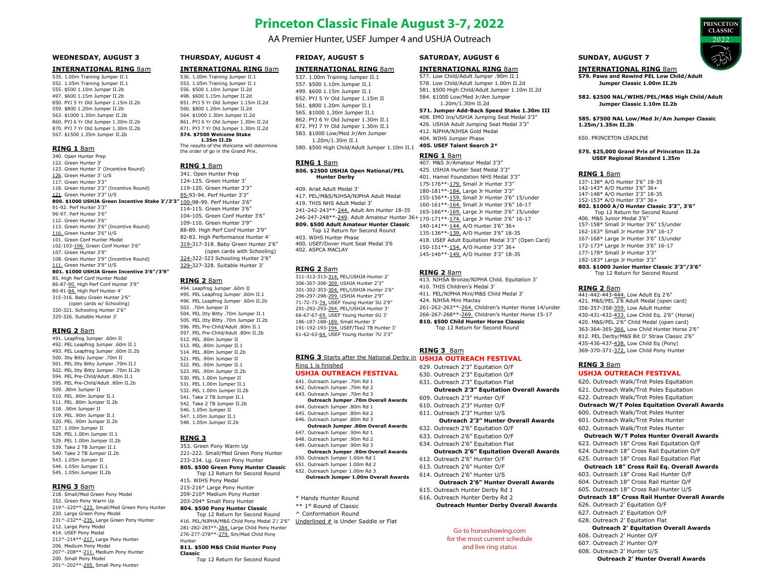# Princeton Classic Finale August 3-7, 2022

AA Premier Hunter, USEF Jumper 4 and USHJA Outreach

## WEDNESDAY, AUGUST 3

### INTERNATIONAL RING 8am

535. 1.00m Training Jumper II.1
552. 1.05m Training Jumper II.1
555. $500 1.10m Jumper II.2b
497. $600 1.15m Jumper II.2b
850. PYJ 5 Yr Old Jumper 1.15m II.2b
559. $800 1.20m Jumper II.2b
563. $1000 1.30m Jumper II.2b
860. PYJ 6 Yr Old Jumper 1.30m II.2b
870. PYJ 7 Yr Old Jumper 1.30m II.2b
567. $1500 1.35m Jumper II.2b

### RING 1 8am

340. Open Hunter Prep
122. Green Hunter 3'
123. Green Hunter 3' (Incentive Round)
126. Green Hunter 3' U/S
117. Green Hunter 3'3"
118. Green Hunter 3'3" (Incentive Round)
121. Green Hunter 3'3" U/S
**800. $1000 USHJA Green Incentive Stake 3'/3'3"**
91-92. Perf Hunter 3'3"
96-97. Perf Hunter 3'6"
112. Green Hunter 3'6"
113. Green Hunter 3'6" (Incentive Round)
116. Green Hunter 3'6" U/S
101. Green Conf Hunter Model
102-103-106. Green Conf Hunter 3'6"
107. Green Hunter 3'9"
108. Green Hunter 3'9" (Incentive Round)
111. Green Hunter 3'9" U/S
**801. $1000 USHJA Green Incentive 3'6"/3'9"**
85. High Perf Conf Hunter Model
86-87-90. High Perf Conf Hunter 3'9"
80-81-84. High Perf Hunter 4'
315-316. Baby Green Hunter 2'6" (open cards w/ Schooling)
320-321. Schooling Hunter 2'6"
325-326. Suitable Hunter 3'

### RING 2 8am

491. Leapfrog Jumper .60m II
492. PEL Leapfrog Jumper .60m II.1
493. PEL Leapfrog Jumper .60m II.2b
500. Itty Bitty Jumper .70m II
501. PEL Itty Bitty Jumper .70m II.1
502. PEL Itty Bitty Jumper .70m II.2b
594. PEL Pre-Child/Adult .80m II.1
595. PEL Pre-Child/Adult .80m II.2b
509. .80m Jumper II
510. PEL .80m Jumper II.1
511. PEL .80m Jumper II.2b
518. .90m Jumper II
519. PEL .90m Jumper II.1
520. PEL .90m Jumper II.2b
527. 1.00m Jumper II
528. PEL 1.00m Jumper II.1
529. PEL 1.00m Jumper II.2b
539. Take 2 TB Jumper II.1
540. Take 2 TB Jumper II.2b
543. 1.05m Jumper II
544. 1.05m Jumper II.1
545. 1.05m Jumper II.2b

### RING 3 8am

218. Small/Med Green Pony Model
352. Green Pony Warm Up
219^-220**-223. Small/Med Green Pony Hunter
230. Large Green Pony Model
231^-232**-235. Large Green Pony Hunter
212. Large Pony Model
414. USEF Pony Medal
213^-214**-217. Large Pony Hunter
206. Medium Pony Model
207^-208**-211. Medium Pony Hunter
200. Small Pony Model
201^-202**-205. Small Pony Hunter

## THURSDAY, AUGUST 4

### INTERNATIONAL RING 8am

536. 1.00m Training Jumper II.1
553. 1.05m Training Jumper II.1
556. $500 1.10m Jumper II.2d
498. $600 1.15m Jumper II.2d
851. PYJ 5 Yr Old Jumper 1.15m II.2d
560. $800 1.20m Jumper II.2d
564. $1000 1.30m Jumper II.2d
861. PYJ 6 Yr Old Jumper 1.30m II.2d
871. PYJ 7 Yr Old Jumper 1.30m II.2d
**574. $7500 Welcome Stake 1.35m II.2b**
The results of the Welcome will determine the order of go in the Grand Prix.

### RING 1 8am

341. Open Hunter Prep
124-125. Green Hunter 3'
119-120. Green Hunter 3'3"
95-93-94. Perf Hunter 3'3"
100-98-99. Perf Hunter 3'6"
114-115. Green Hunter 3'6"
104-105. Green Conf Hunter 3'6"
109-110. Green Hunter 3'9"
88-89. High Perf Conf Hunter 3'9"
82-83. High Performance Hunter 4'
319-317-318. Baby Green Hunter 2'6" (open cards with Schooling)
324-322-323 Schooling Hunter 2'6"
329-327-328. Suitable Hunter 3'

### RING 2 8am

494. Leapfrog Jumper .60m II
495. PEL Leapfrog Jumper .60m II.1
496. PEL Leapfrog Jumper .60m II.2b
503. .70m Jumper II
504. PEL Itty Bitty .70m Jumper II.1
505. PEL Itty Bitty .70m Jumper II.2b
596. PEL Pre-Child/Adult .80m II.1
597. PEL Pre-Child/Adult .80m II.2b
512. PEL .80m Jumper II
513. PEL .80m Jumper II.1
514. PEL .80m Jumper II.2b
521. PEL .90m Jumper II
522. PEL .90m Jumper II.1
523. PEL .90m Jumper II.2b
530. PEL 1.00m Jumper II
531. PEL 1.00m Jumper II.1
532. PEL 1.00m Jumper II.2b
541. Take 2 TB Jumper II.1
542. Take 2 TB Jumper II.2b
546. 1.05m Jumper II
547. 1.05m Jumper II.1
548. 1.05m Jumper II.2b

### RING 3

353. Green Pony Warm Up
221-222. Small/Med Green Pony Hunter
233-234. Lg. Green Pony Hunter
**805. $500 Green Pony Hunter Classic**
Top 12 Return for Second Round
415. WIHS Pony Medal
215-216* Large Pony Hunter
209-210* Medium Pony Hunter
203-204* Small Pony Hunter
**804. $500 Pony Hunter Classic**
Top 12 Return for Second Round
416. PEL/NJPHA/M&S Child Pony Medal 2'/ 2'6"
281-282-283**-284. Large Child Pony Hunter
276-277-278**-279. Sm/Med Child Pony Hunter
**811. $500 M&S Child Hunter Pony Classic**
Top 12 Return for Second Round

## FRIDAY, AUGUST 5

### INTERNATIONAL RING 8am

537. 1.00m Training Jumper II.1
557. $500 1.10m Jumper II.1
499. $600 1.15m Jumper II.1
852. PYJ 5 Yr Old Jumper 1.15m II
561. $800 1.20m Jumper II.1
565. $1000 1.30m Jumper II.1
862. PYJ 6 Yr Old Jumper 1.30m II.1
872. PYJ 7 Yr Old Jumper 1.30m II.1
583. $1000 Low/Med Jr/Am Jumper 1.20m/1.30m II.1
580. $500 High Child/Adult Jumper 1.10m II.1

### RING 1 8am

**806. $2500 USHJA Open National/PEL Hunter Derby**

409. Ariat Adult Medal 3'
417. PEL/M&S/NJHSA/NJPHA Adult Medal
419. THIS NHS Adult Medal 3'
241-242-243**-244. Adult Am Hunter 18-35
246-247-248**-249. Adult Amateur Hunter 36+
**809. $500 Adult Amateur Hunter Classic**
Top 12 Return for Second Round
403. WIHS Hunter Phase
400. USEF/Dover Hunt Seat Medal 3'6
402. ASPCA MACLAY

### RING 2 8am

311-312-313-314. PEL/USHJA Hunter 2'
306-307-308-309. USHJA Hunter 2'3"
301-302-303-304. PEL/USHJA Hunter 2'6"
296-297-298-299. USHJA Hunter 2'9"
71-72-73-74. USEF Young Hunter 5U 2'9"
291-292-293-294. PEL/USHJA Hunter 3'
66-67-67-69. USEF Young Hunter 6U 3'
186-187-188-189. Small Hunter 3'
191-192-193-194. USEF/Tke2 TB Hunter 3'
61-62-63-64. USEF Young Hunter 7U 3'3"

### RING 3 Starts after the National Derby in Ring 1 is finished

### USHJA OUTREACH FESTIVAL

641. Outreach Jumper .70m Rd 1
642. Outreach Jumper .70m Rd 2
643. Outreach Jumper .70m Rd 3
**Outreach Jumper .70m Overall Awards**
644. Outreach Jumper .80m Rd 1
645. Outreach Jumper .80m Rd 2
646. Outreach Jumper .80m Rd 3
**Outreach Jumper .80m Overall Awards**
647. Outreach Jumper .90m Rd 1
648. Outreach Jumper .90m Rd 2
649. Outreach Jumper .90m Rd 3
**Outreach Jumper .90m Overall Awards**
650. Outreach Jumper 1.00m Rd 1
651. Outreach Jumper 1.00m Rd 2
652. Outreach Jumper 1.00m Rd 3
**Outreach Jumper 1.00m Overall Awards**

\* Handy Hunter Round
\*\* 1st Round of Classic
^ Conformation Round
Underlined # is Under Saddle or Flat

## SATURDAY, AUGUST 6

### INTERNATIONAL RING 8am

577. Low Child/Adult Jumper .90m II.1
578. Low Child/Adult Jumper 1.00m II.2d
581. $500 High Child/Adult Jumper 1.10m II.2d
584. $1000 Low/Med Jr/Am Jumper 1.20m/1.30m II.2d
**571. Jumper Add-Back Speed Stake 1.30m III**
408. EMO Ins/USHJA Jumping Seat Medal 3'3"
426. USHJA Adult Jumping Seat Medal 3'3"
412. NJPHA/NJHSA Gold Medal
404. WIHS Jumper Phase
**405. USEF Talent Search 2\***

### RING 1 8am

407. M&S Jr/Amateur Medal 3'3"
425. USHJA Hunter Seat Medal 3'3"
401. Hamel Foundation NHS Medal 3'3"
175-176**-179. Small Jr Hunter 3'3"
180-181**-184. Large Jr Hunter 3'3"
155-156**-159. Small Jr Hunter 3'6" 15/under
160-161**-164. Small Jr Hunter 3'6" 16-17
165-166**-169. Large Jr Hunter 3'6" 15/under
170-171**-174. Large Jr Hunter 3'6" 16-17
140-141**-144. A/O Hunter 3'6" 36+
135-136**-139. A/O Hunter 3'6" 18-35
418. USEF Adult Equitation Medal 3'3" (Open Card)
150-151**-154. A/O Hunter 3'3" 36+
145-146**-149. A/O Hunter 3'3" 18-35

### RING 2 8am

413. NJHSA Bronze/NJPHA Child. Equitation 3'
410. THIS Children's Medal 3'
411. PEL/NJPHA Mini/M&S Child Medal 3'
424. NJHSA Mini Maclay
261-262-263**-264. Children's Hunter Horse 14/under
266-267-268**-269. Children's Hunter Horse 15-17
**810. $500 Child Hunter Horse Classic**
Top 12 Return for Second Round

### RING 3 8am

### USHJA OUTREACH FESTIVAL

629. Outreach 2'3" Equitation O/F
630. Outreach 2'3" Equitation O/F
631. Outreach 2'3" Equitation Flat
**Outreach 2'3" Equitation Overall Awards**
609. Outreach 2'3" Hunter O/F
610. Outreach 2'3" Hunter O/F
611. Outreach 2'3" Hunter U/S
**Outreach 2'3" Hunter Overall Awards**
632. Outreach 2'6" Equitation O/F
633. Outreach 2'6" Equitation O/F
634. Outreach 2'6" Equitation Flat
**Outreach 2'6" Equitation Overall Awards**
612. Outreach 2'6" Hunter O/F
613. Outreach 2'6" Hunter O/F
614. Outreach 2'6" Hunter U/S
**Outreach 2'6" Hunter Overall Awards**
615. Outreach Hunter Derby Rd 1
616. Outreach Hunter Derby Rd 2
**Outreach Hunter Derby Overall Awards**

Go to horseshowing.com for the most current schedule and live ring status

## SUNDAY, AUGUST 7

### INTERNATIONAL RING 8am

**579. Paws and Rewind PEL Low Child/Adult Jumper Classic 1.00m II.2b**

**582. $2500 NAL/WIHS/PEL/M&S High Child/Adult Jumper Classic 1.10m II.2b**

**585. $7500 NAL Low/Med Jr/Am Jumper Classic 1.25m/1.35m II.2b**

650. PRINCETON LEADLINE

**575. $25,000 Grand Prix of Princeton II.2a USEF Regional Standard 1.35m**

### RING 1 8am

137-138* A/O Hunter 3'6" 18-35
142-143* A/O Hunter 3'6" 36+
147-148* A/O Hunter 3'3" 18-35
152-153* A/O Hunter 3'3" 36+
**802. $1000 A/O Hunter Classic 3'3", 3'6"**
Top 12 Return for Second Round
406. M&S Junior Medal 3'6"
157-158* Small Jr Hunter 3'6" 15/under
162-163* Small Jr Hunter 3'6" 16-17
167-168* Large Jr Hunter 3'6" 15/under
172-173* Large Jr Hunter 3'6" 16-17
177-178* Small Jr Hunter 3'3"
182-183* Large Jr Hunter 3'3"
**803. $1000 Junior Hunter Classic 3'3"/3'6"**
Top 12 Return for Second Round

### RING 2 8am

441-442-443-444. Low Adult Eq 2'6"
421. M&S/PEL 2'6 Adult Medal (open card)
356-357-358-359. Low Adult Hunter
430-431-432-433. Low Child Eq. 2'6" (Horse)
420. M&S/PEL 2'6" Child Medal (open card)
363-364-365-366. Low Child Hunter Horse 2'6"
812. PEL Derby/M&S Bit O' Straw Classic 2'6"
435-436-437-438. Low Child Eq (Pony)
369-370-371-372. Low Child Pony Hunter

### RING 3 8am

### USHJA OUTREACH FESTIVAL

620. Outreach Walk/Trot Poles Equitation
621. Outreach Walk/Trot Poles Equitation
622. Outreach Walk/Trot Poles Equitation
**Outreach W/T Poles Equitation Overall Awards**
600. Outreach Walk/Trot Poles Hunter
601. Outreach Walk/Trot Poles Hunter
602. Outreach Walk/Trot Poles Hunter
**Outreach W/T Poles Hunter Overall Awards**
623. Outreach 18" Cross Rail Equitation O/F
624. Outreach 18" Cross Rail Equitation O/F
625. Outreach 18" Cross Rail Equitation Flat
**Outreach 18" Cross Rail Eq. Overall Awards**
603. Outreach 18" Cross Rail Hunter O/F
604. Outreach 18" Cross Rail Hunter O/F
605. Outreach 18" Cross Rail Hunter U/S
**Outreach 18" Cross Rail Hunter Overall Awards**
626. Outreach 2' Equitation O/F
627. Outreach 2' Equitation O/F
628. Outreach 2' Equitation Flat
**Outreach 2' Equitation Overall Awards**
606. Outreach 2' Hunter O/F
607. Outreach 2' Hunter O/F
608. Outreach 2' Hunter U/S
**Outreach 2' Hunter Overall Awards**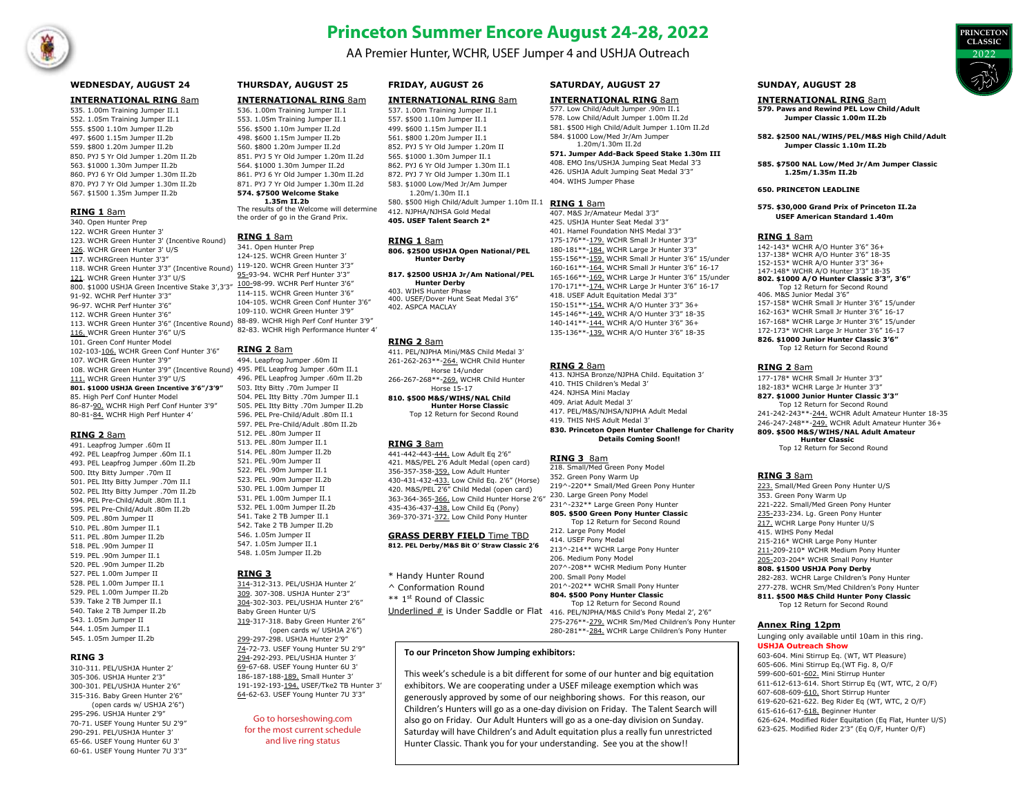# Princeton Summer Encore August 24-28, 2022

AA Premier Hunter, WCHR, USEF Jumper 4 and USHJA Outreach

PRINCETON CLASSIC 2022

## WEDNESDAY, AUGUST 24

### INTERNATIONAL RING 8am

535. 1.00m Training Jumper II.1
552. 1.05m Training Jumper II.1
555. $500 1.10m Jumper II.2b
497. $600 1.15m Jumper II.2b
559. $800 1.20m Jumper II.2b
850. PYJ 5 Yr Old Jumper 1.20m II.2b
563. $1000 1.30m Jumper II.2b
860. PYJ 6 Yr Old Jumper 1.30m II.2b
870. PYJ 7 Yr Old Jumper 1.30m II.2b
567. $1500 1.35m Jumper II.2b

### RING 1 8am

340. Open Hunter Prep
122. WCHR Green Hunter 3'
123. WCHR Green Hunter 3' (Incentive Round)
126. WCHR Green Hunter 3' U/S
117. WCHRGreen Hunter 3'3"
118. WCHR Green Hunter 3'3" (Incentive Round)
121. WCHR Green Hunter 3'3" U/S
800. $1000 USHJA Green Incentive Stake 3',3'3"
91-92. WCHR Perf Hunter 3'3"
96-97. WCHR Perf Hunter 3'6"
112. WCHR Green Hunter 3'6"
113. WCHR Green Hunter 3'6" (Incentive Round)
116. WCHR Green Hunter 3'6" U/S
101. Green Conf Hunter Model
102-103-106. WCHR Green Conf Hunter 3'6"
107. WCHR Green Hunter 3'9"
108. WCHR Green Hunter 3'9" (Incentive Round)
111. WCHR Green Hunter 3'9" U/S
**801. $1000 USHJA Green Incentive 3'6"/3'9"**
85. High Perf Conf Hunter Model
86-87-90. WCHR High Perf Conf Hunter 3'9"
80-81-84. WCHR High Perf Hunter 4'

### RING 2 8am

491. Leapfrog Jumper .60m II
492. PEL Leapfrog Jumper .60m II.1
493. PEL Leapfrog Jumper .60m II.2b
500. Itty Bitty Jumper .70m II
501. PEL Itty Bitty Jumper .70m II.I
502. PEL Itty Bitty Jumper .70m II.2b
594. PEL Pre-Child/Adult .80m II.1
595. PEL Pre-Child/Adult .80m II.2b
509. PEL .80m Jumper II
510. PEL .80m Jumper II.1
511. PEL .80m Jumper II.2b
518. PEL .90m Jumper II
519. PEL .90m Jumper II.1
520. PEL .90m Jumper II.2b
527. PEL 1.00m Jumper II
528. PEL 1.00m Jumper II.1
529. PEL 1.00m Jumper II.2b
539. Take 2 TB Jumper II.1
540. Take 2 TB Jumper II.2b
543. 1.05m Jumper II
544. 1.05m Jumper II.1
545. 1.05m Jumper II.2b

### RING 3

310-311. PEL/USHJA Hunter 2'
305-306. USHJA Hunter 2'3"
300-301. PEL/USHJA Hunter 2'6"
315-316. Baby Green Hunter 2'6" (open cards w/ USHJA 2'6")
295-296. USHJA Hunter 2'9"
70-71. USEF Young Hunter 5U 2'9"
290-291. PEL/USHJA Hunter 3'
65-66. USEF Young Hunter 6U 3'
60-61. USEF Young Hunter 7U 3'3"

## THURSDAY, AUGUST 25

### INTERNATIONAL RING 8am

536. 1.00m Training Jumper II.1
553. 1.05m Training Jumper II.1
556. $500 1.10m Jumper II.2d
498. $600 1.15m Jumper II.2d
560. $800 1.20m Jumper II.2d
851. PYJ 5 Yr Old Jumper 1.20m II.2d
564. $1000 1.30m Jumper II.2d
861. PYJ 6 Yr Old Jumper 1.30m II.2d
871. PYJ 7 Yr Old Jumper 1.30m II.2d
**574. $7500 Welcome Stake 1.35m II.2b**

The results of the Welcome will determine the order of go in the Grand Prix.

### RING 1 8am

341. Open Hunter Prep
124-125. WCHR Green Hunter 3'
119-120. WCHR Green Hunter 3'3"
95-93-94. WCHR Perf Hunter 3'3"
100-98-99. WCHR Perf Hunter 3'6"
114-115. WCHR Green Hunter 3'6"
104-105. WCHR Green Conf Hunter 3'6"
109-110. WCHR Green Hunter 3'9"
88-89. WCHR High Perf Conf Hunter 3'9"
82-83. WCHR High Performance Hunter 4'

### RING 2 8am

494. Leapfrog Jumper .60m II
495. PEL Leapfrog Jumper .60m II.1
496. PEL Leapfrog Jumper .60m II.2b
503. Itty Bitty .70m Jumper II
504. PEL Itty Bitty .70m Jumper II.1
505. PEL Itty Bitty .70m Jumper II.2b
596. PEL Pre-Child/Adult .80m II.1
597. PEL Pre-Child/Adult .80m II.2b
512. PEL .80m Jumper II
513. PEL .80m Jumper II.1
514. PEL .80m Jumper II.2b
521. PEL .90m Jumper II
522. PEL .90m Jumper II.1
523. PEL .90m Jumper II.2b
530. PEL 1.00m Jumper II
531. PEL 1.00m Jumper II.1
532. PEL 1.00m Jumper II.2b
541. Take 2 TB Jumper II.1
542. Take 2 TB Jumper II.2b
546. 1.05m Jumper II
547. 1.05m Jumper II.1
548. 1.05m Jumper II.2b

### RING 3

314-312-313. PEL/USHJA Hunter 2'
309. 307-308. USHJA Hunter 2'3"
304-302-303. PEL/USHJA Hunter 2'6"
Baby Green Hunter U/S
319-317-318. Baby Green Hunter 2'6" (open cards w/ USHJA 2'6")
299-297-298. USHJA Hunter 2'9"
74-72-73. USEF Young Hunter 5U 2'9"
294-292-293. PEL/USHJA Hunter 3'
69-67-68. USEF Young Hunter 6U 3'
186-187-188-189. Small Hunter 3'
191-192-193-194. USEF/Tke2 TB Hunter 3'
64-62-63. USEF Young Hunter 7U 3'3"

Go to horseshowing.com for the most current schedule and live ring status

## FRIDAY, AUGUST 26

### INTERNATIONAL RING 8am

537. 1.00m Training Jumper II.1
557. $500 1.10m Jumper II.1
499. $600 1.15m Jumper II.1
561. $800 1.20m Jumper II.1
852. PYJ 5 Yr Old Jumper 1.20m II
565. $1000 1.30m Jumper II.1
862. PYJ 6 Yr Old Jumper 1.30m II.1
872. PYJ 7 Yr Old Jumper 1.30m II.1
583. $1000 Low/Med Jr/Am Jumper 1.20m/1.30m II.1
580. $500 High Child/Adult Jumper 1.10m II.1
412. NJPHA/NJHSA Gold Medal
**405. USEF Talent Search 2***

### RING 1 8am

**806. $2500 USHJA Open National/PEL Hunter Derby**

**817. $2500 USHJA Jr/Am National/PEL Hunter Derby**
403. WIHS Hunter Phase
400. USEF/Dover Hunt Seat Medal 3'6"
402. ASPCA MACLAY

### RING 2 8am

411. PEL/NJPHA Mini/M&S Child Medal 3'
261-262-263**-264. WCHR Child Hunter Horse 14/under
266-267-268**-269. WCHR Child Hunter Horse 15-17
**810. $500 M&S/WIHS/NAL Child Hunter Horse Classic**
Top 12 Return for Second Round

### RING 3 8am

441-442-443-444. Low Adult Eq 2'6"
421. M&S/PEL 2'6 Adult Medal (open card)
356-357-358-359. Low Adult Hunter
430-431-432-433. Low Child Eq. 2'6" (Horse)
420. M&S/PEL 2'6" Child Medal (open card)
363-364-365-366. Low Child Hunter Horse 2'6"
435-436-437-438. Low Child Eq (Pony)
369-370-371-372. Low Child Pony Hunter

### GRASS DERBY FIELD Time TBD

**812. PEL Derby/M&S Bit O' Straw Classic 2'6**

\* Handy Hunter Round
^ Conformation Round
** 1st Round of Classic
Underlined # is Under Saddle or Flat

## SATURDAY, AUGUST 27

### INTERNATIONAL RING 8am

577. Low Child/Adult Jumper .90m II.1
578. Low Child/Adult Jumper 1.00m II.2d
581. $500 High Child/Adult Jumper 1.10m II.2d
584. $1000 Low/Med Jr/Am Jumper 1.20m/1.30m II.2d
**571. Jumper Add-Back Speed Stake 1.30m III**
408. EMO Ins/USHJA Jumping Seat Medal 3'3
426. USHJA Adult Jumping Seat Medal 3'3"
404. WIHS Jumper Phase

### RING 1 8am

407. M&S Jr/Amateur Medal 3'3"
425. USHJA Hunter Seat Medal 3'3"
401. Hamel Foundation NHS Medal 3'3"
175-176**-179. WCHR Small Jr Hunter 3'3"
180-181**-184. WCHR Large Jr Hunter 3'3"
155-156**-159. WCHR Small Jr Hunter 3'6" 15/under
160-161**-164. WCHR Small Jr Hunter 3'6" 16-17
165-166**-169. WCHR Large Jr Hunter 3'6" 15/under
170-171**-174. WCHR Large Jr Hunter 3'6" 16-17
418. USEF Adult Equitation Medal 3'3"
150-151**-154. WCHR A/O Hunter 3'3" 36+
145-146**-149. WCHR A/O Hunter 3'3" 18-35
140-141**-144. WCHR A/O Hunter 3'6" 36+
135-136**-139. WCHR A/O Hunter 3'6" 18-35

### RING 2 8am

413. NJHSA Bronze/NJPHA Child. Equitation 3'
410. THIS Children's Medal 3'
424. NJHSA Mini Medal
409. Ariat Adult Medal 3'
417. PEL/M&S/NJHSA/NJPHA Adult Medal
419. THIS NHS Adult Medal 3'
**830. Princeton Open Hunter Challenge for Charity Details Coming Soon!!**

### RING 3 8am

218. Small/Med Green Pony Model
352. Green Pony Warm Up
219^-220** Small/Med Green Pony Hunter
230. Large Green Pony Model
231^-232** Large Green Pony Hunter
**805. $500 Green Pony Hunter Classic**
Top 12 Return for Second Round
212. Large Pony Model
414. USEF Pony Medal
213^-214** WCHR Large Pony Hunter
206. Medium Pony Model
207^-208** WCHR Medium Pony Hunter
200. Small Pony Model
201^-202** WCHR Small Pony Hunter
**804. $500 Pony Hunter Classic**
Top 12 Return for Second Round
416. PEL/NJPHA/M&S Child's Pony Medal 2', 2'6"
275-276**-279. WCHR Sm/Med Children's Pony Hunter
280-281**-284. WCHR Large Children's Pony Hunter

**To our Princeton Show Jumping exhibitors:**

This week's schedule is a bit different for some of our hunter and big equitation exhibitors. We are cooperating under a USEF mileage exemption which was generously approved by some of our neighboring shows. For this reason, our Children's Hunters will go as a one-day division on Friday. The Talent Search will also go on Friday. Our Adult Hunters will go as a one-day division on Sunday. Saturday will have Children's and Adult equitation plus a really fun unrestricted Hunter Classic. Thank you for your understanding. See you at the show!!

## SUNDAY, AUGUST 28

### INTERNATIONAL RING 8am

**579. Paws and Rewind PEL Low Child/Adult Jumper Classic 1.00m II.2b**

**582. $2500 NAL/WIHS/PEL/M&S High Child/Adult Jumper Classic 1.10m II.2b**

**585. $7500 NAL Low/Med Jr/Am Jumper Classic 1.25m/1.35m II.2b**

**650. PRINCETON LEADLINE**

**575. $30,000 Grand Prix of Princeton II.2a USEF American Standard 1.40m**

### RING 1 8am

142-143* WCHR A/O Hunter 3'6" 36+
137-138* WCHR A/O Hunter 3'6" 18-35
152-153* WCHR A/O Hunter 3'3" 36+
147-148* WCHR A/O Hunter 3'3" 18-35
**802. $1000 A/O Hunter Classic 3'3", 3'6"**
Top 12 Return for Second Round
406. M&S Junior Medal 3'6"
157-158* WCHR Small Jr Hunter 3'6" 15/under
162-163* WCHR Small Jr Hunter 3'6" 16-17
167-168* WCHR Large Jr Hunter 3'6" 15/under
172-173* WCHR Large Jr Hunter 3'6" 16-17
**826. $1000 Junior Hunter Classic 3'6"**
Top 12 Return for Second Round

### RING 2 8am

177-178* WCHR Small Jr Hunter 3'3"
182-183* WCHR Large Jr Hunter 3'3"
**827. $1000 Junior Hunter Classic 3'3"**
Top 12 Return for Second Round
241-242-243**-244. WCHR Adult Amateur Hunter 18-35
246-247-248**-249. WCHR Adult Amateur Hunter 36+
**809. $500 M&S/WIHS/NAL Adult Amateur Hunter Classic**
Top 12 Return for Second Round

### RING 3 8am

223. Small/Med Green Pony Hunter U/S
353. Green Pony Warm Up
221-222. Small/Med Green Pony Hunter
235-233-234. Lg. Green Pony Hunter
217. WCHR Large Pony Hunter U/S
415. WIHS Pony Medal
215-216* WCHR Large Pony Hunter
211-209-210* WCHR Medium Pony Hunter
205-203-204* WCHR Small Pony Hunter
**808. $1500 USHJA Pony Derby**
282-283. WCHR Large Children's Pony Hunter
277-278. WCHR Sm/Med Children's Pony Hunter
**811. $500 M&S Child Hunter Pony Classic**
Top 12 Return for Second Round

### Annex Ring 12pm

Lunging only available until 10am in this ring.

**USHJA Outreach Show**

603-604. Mini Stirrup Eq. (WT, WT Pleasure)
605-606. Mini Stirrup Eq.(WT Fig. 8, O/F
599-600-601-602. Mini Stirrup Hunter
611-612-613-614. Short Stirrup Eq (WT, WTC, 2 O/F)
607-608-609-610. Short Stirrup Hunter
619-620-621-622. Beg Rider Eq (WT, WTC, 2 O/F)
615-616-617-618. Beginner Hunter
626-624. Modified Rider Equitation (Eq Flat, Hunter U/S)
623-625. Modified Rider 2'3" (Eq O/F, Hunter O/F)